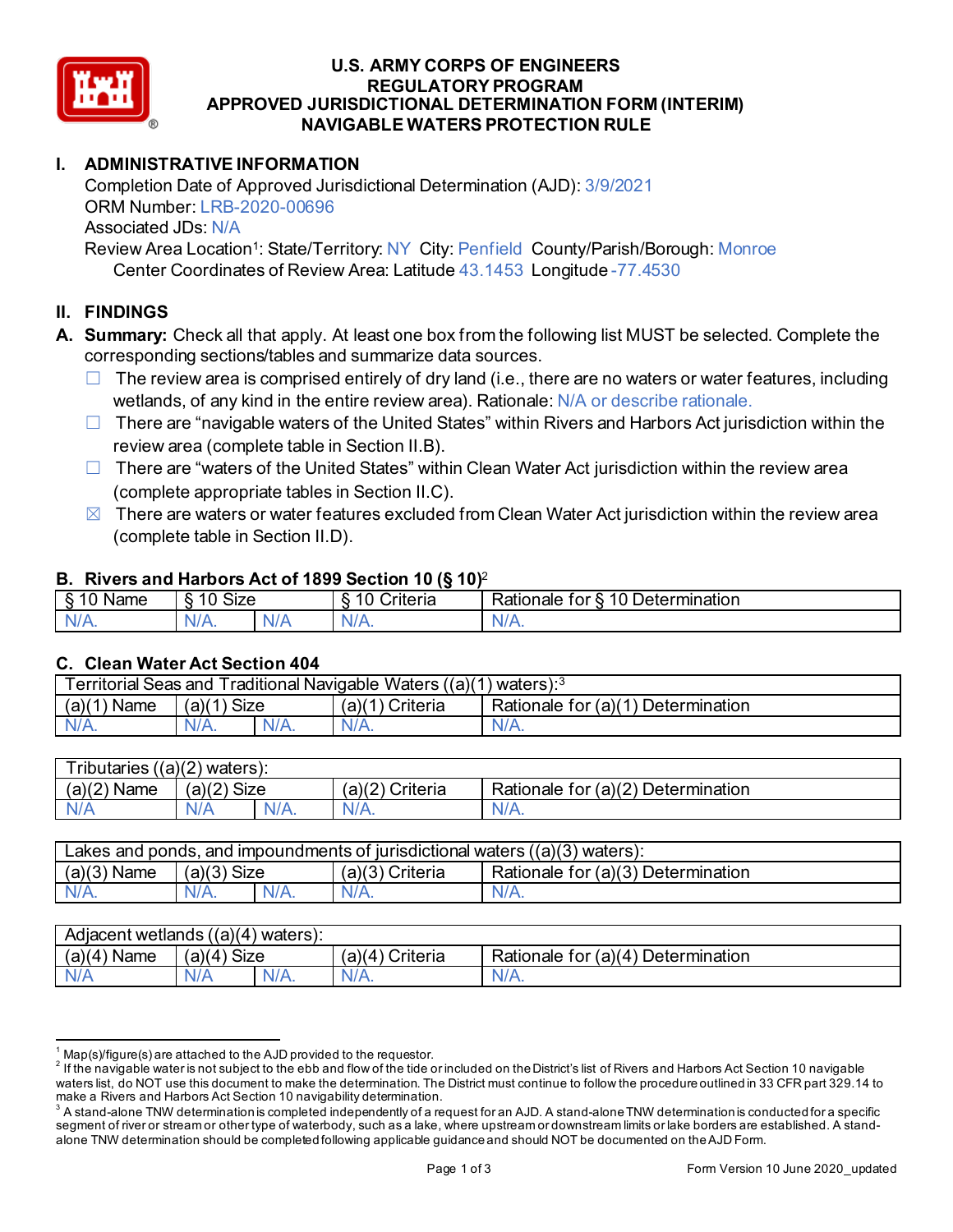# U.S. ARMY CORPS OF ENGINEERS
# REGULATORY PROGRAM
# APPROVED JURISDICTIONAL DETERMINATION FORM (INTERIM)
# NAVIGABLE WATERS PROTECTION RULE

## I. ADMINISTRATIVE INFORMATION

Completion Date of Approved Jurisdictional Determination (AJD): 3/9/2021
ORM Number: LRB-2020-00696
Associated JDs: N/A
Review Area Location[1]: State/Territory: NY City: Penfield County/Parish/Borough: Monroe
Center Coordinates of Review Area: Latitude 43.1453 Longitude -77.4530

## II. FINDINGS

**A. Summary:** Check all that apply. At least one box from the following list MUST be selected. Complete the corresponding sections/tables and summarize data sources.

- ☐ The review area is comprised entirely of dry land (i.e., there are no waters or water features, including wetlands, of any kind in the entire review area). Rationale: N/A or describe rationale.
- ☐ There are "navigable waters of the United States" within Rivers and Harbors Act jurisdiction within the review area (complete table in Section II.B).
- ☐ There are "waters of the United States" within Clean Water Act jurisdiction within the review area (complete appropriate tables in Section II.C).
- ☒ There are waters or water features excluded from Clean Water Act jurisdiction within the review area (complete table in Section II.D).

### B. Rivers and Harbors Act of 1899 Section 10 (§ 10)[2]

| § 10 Name | § 10 Size | | § 10 Criteria | Rationale for § 10 Determination |
|---|---|---|---|---|
| N/A. | N/A. | N/A | N/A. | N/A. |

### C. Clean Water Act Section 404

| Territorial Seas and Traditional Navigable Waters ((a)(1) waters):[3] | | | | |
|---|---|---|---|---|
| (a)(1) Name | (a)(1) Size | | (a)(1) Criteria | Rationale for (a)(1) Determination |
| N/A. | N/A. | N/A. | N/A. | N/A. |

| Tributaries ((a)(2) waters): | | | | |
|---|---|---|---|---|
| (a)(2) Name | (a)(2) Size | | (a)(2) Criteria | Rationale for (a)(2) Determination |
| N/A | N/A | N/A. | N/A. | N/A. |

| Lakes and ponds, and impoundments of jurisdictional waters ((a)(3) waters): | | | | |
|---|---|---|---|---|
| (a)(3) Name | (a)(3) Size | | (a)(3) Criteria | Rationale for (a)(3) Determination |
| N/A. | N/A. | N/A. | N/A. | N/A. |

| Adjacent wetlands ((a)(4) waters): | | | | |
|---|---|---|---|---|
| (a)(4) Name | (a)(4) Size | | (a)(4) Criteria | Rationale for (a)(4) Determination |
| N/A | N/A | N/A. | N/A. | N/A. |

---

[1] Map(s)/figure(s) are attached to the AJD provided to the requestor.

[2] If the navigable water is not subject to the ebb and flow of the tide or included on the District's list of Rivers and Harbors Act Section 10 navigable waters list, do NOT use this document to make the determination. The District must continue to follow the procedure outlined in 33 CFR part 329.14 to make a Rivers and Harbors Act Section 10 navigability determination.

[3] A stand-alone TNW determination is completed independently of a request for an AJD. A stand-alone TNW determination is conducted for a specific segment of river or stream or other type of waterbody, such as a lake, where upstream or downstream limits or lake borders are established. A stand-alone TNW determination should be completed following applicable guidance and should NOT be documented on the AJD Form.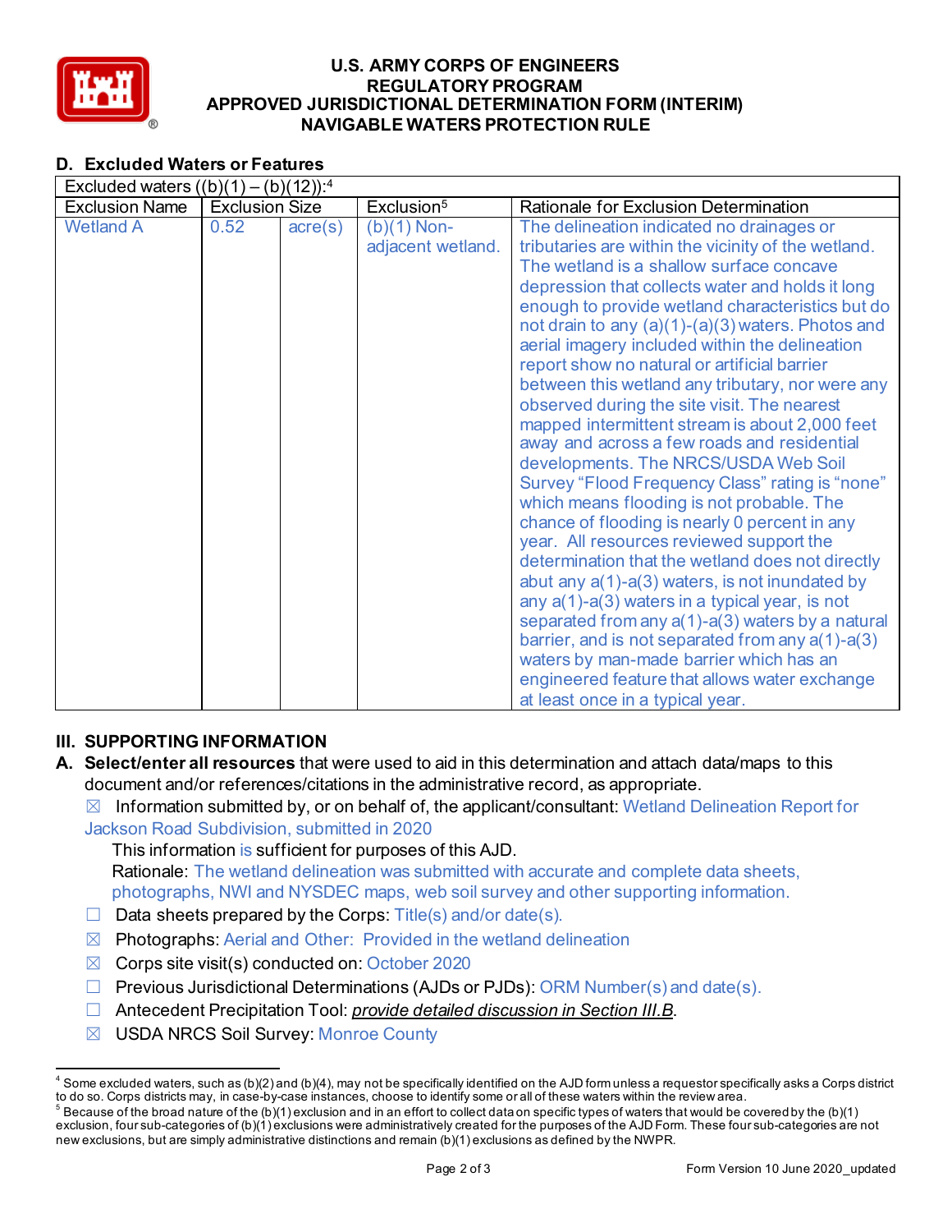## D. Excluded Waters or Features

| Excluded waters ((b)(1) – (b)(12)):[4] | | | | |
|---|---|---|---|---|
| Exclusion Name | Exclusion Size | | Exclusion[5] | Rationale for Exclusion Determination |
| Wetland A | 0.52 | acre(s) | (b)(1) Non-adjacent wetland. | The delineation indicated no drainages or tributaries are within the vicinity of the wetland. The wetland is a shallow surface concave depression that collects water and holds it long enough to provide wetland characteristics but do not drain to any (a)(1)-(a)(3) waters. Photos and aerial imagery included within the delineation report show no natural or artificial barrier between this wetland any tributary, nor were any observed during the site visit. The nearest mapped intermittent stream is about 2,000 feet away and across a few roads and residential developments. The NRCS/USDA Web Soil Survey "Flood Frequency Class" rating is "none" which means flooding is not probable. The chance of flooding is nearly 0 percent in any year. All resources reviewed support the determination that the wetland does not directly abut any a(1)-a(3) waters, is not inundated by any a(1)-a(3) waters in a typical year, is not separated from any a(1)-a(3) waters by a natural barrier, and is not separated from any a(1)-a(3) waters by man-made barrier which has an engineered feature that allows water exchange at least once in a typical year. |

## III. SUPPORTING INFORMATION

**A. Select/enter all resources** that were used to aid in this determination and attach data/maps to this document and/or references/citations in the administrative record, as appropriate.

☒ Information submitted by, or on behalf of, the applicant/consultant: Wetland Delineation Report for Jackson Road Subdivision, submitted in 2020

This information is sufficient for purposes of this AJD.

Rationale: The wetland delineation was submitted with accurate and complete data sheets, photographs, NWI and NYSDEC maps, web soil survey and other supporting information.

☐ Data sheets prepared by the Corps: Title(s) and/or date(s).

☒ Photographs: Aerial and Other: Provided in the wetland delineation

☒ Corps site visit(s) conducted on: October 2020

☐ Previous Jurisdictional Determinations (AJDs or PJDs): ORM Number(s) and date(s).

☐ Antecedent Precipitation Tool: *provide detailed discussion in Section III.B*.

☒ USDA NRCS Soil Survey: Monroe County

---

[4] Some excluded waters, such as (b)(2) and (b)(4), may not be specifically identified on the AJD form unless a requestor specifically asks a Corps district to do so. Corps districts may, in case-by-case instances, choose to identify some or all of these waters within the review area.

[5] Because of the broad nature of the (b)(1) exclusion and in an effort to collect data on specific types of waters that would be covered by the (b)(1) exclusion, four sub-categories of (b)(1) exclusions were administratively created for the purposes of the AJD Form. These four sub-categories are not new exclusions, but are simply administrative distinctions and remain (b)(1) exclusions as defined by the NWPR.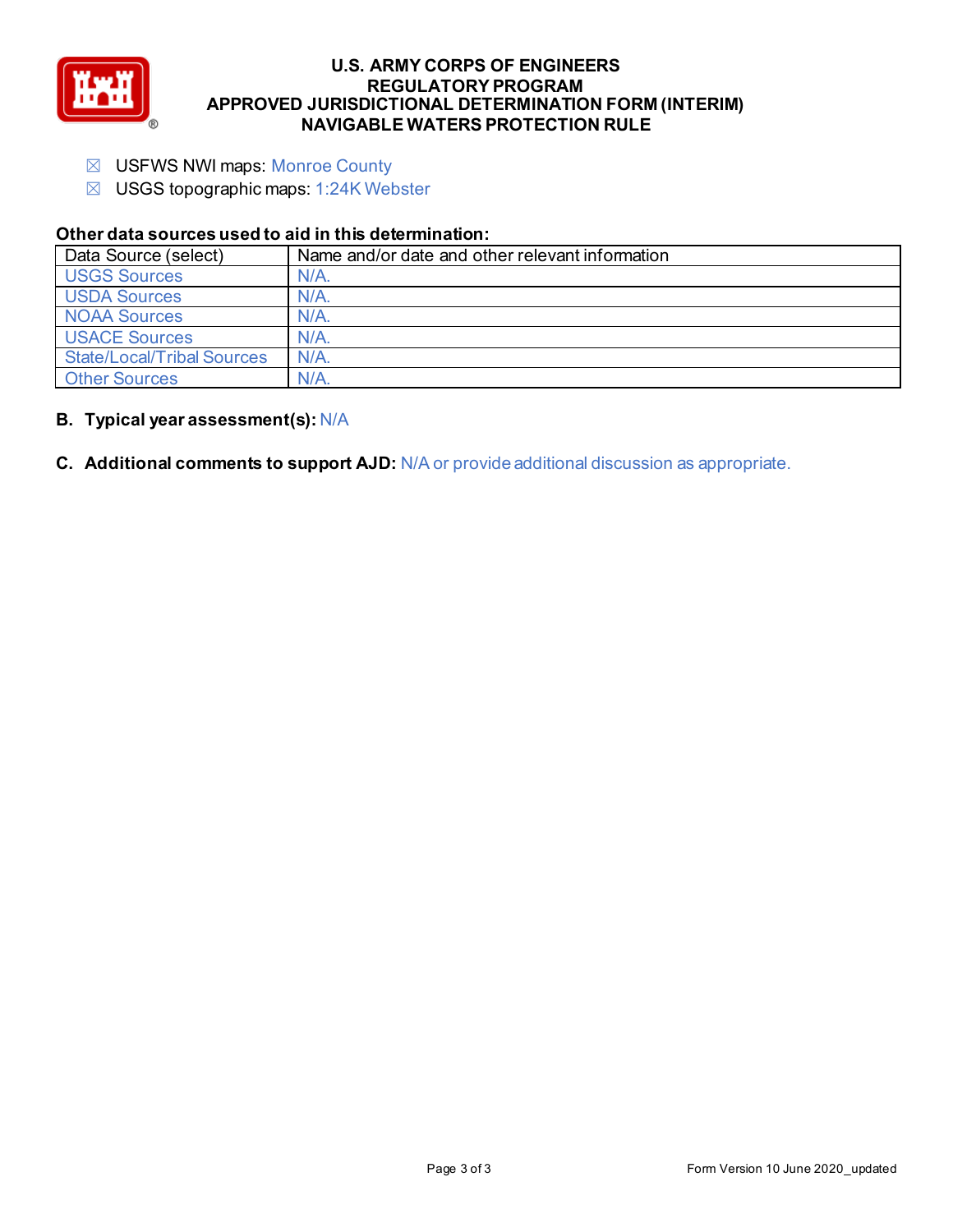- ☒ USFWS NWI maps: Monroe County
- ☒ USGS topographic maps: 1:24K Webster

**Other data sources used to aid in this determination:**

| Data Source (select) | Name and/or date and other relevant information |
| --- | --- |
| USGS Sources | N/A. |
| USDA Sources | N/A. |
| NOAA Sources | N/A. |
| USACE Sources | N/A. |
| State/Local/Tribal Sources | N/A. |
| Other Sources | N/A. |

**B. Typical year assessment(s):** N/A

**C. Additional comments to support AJD:** N/A or provide additional discussion as appropriate.